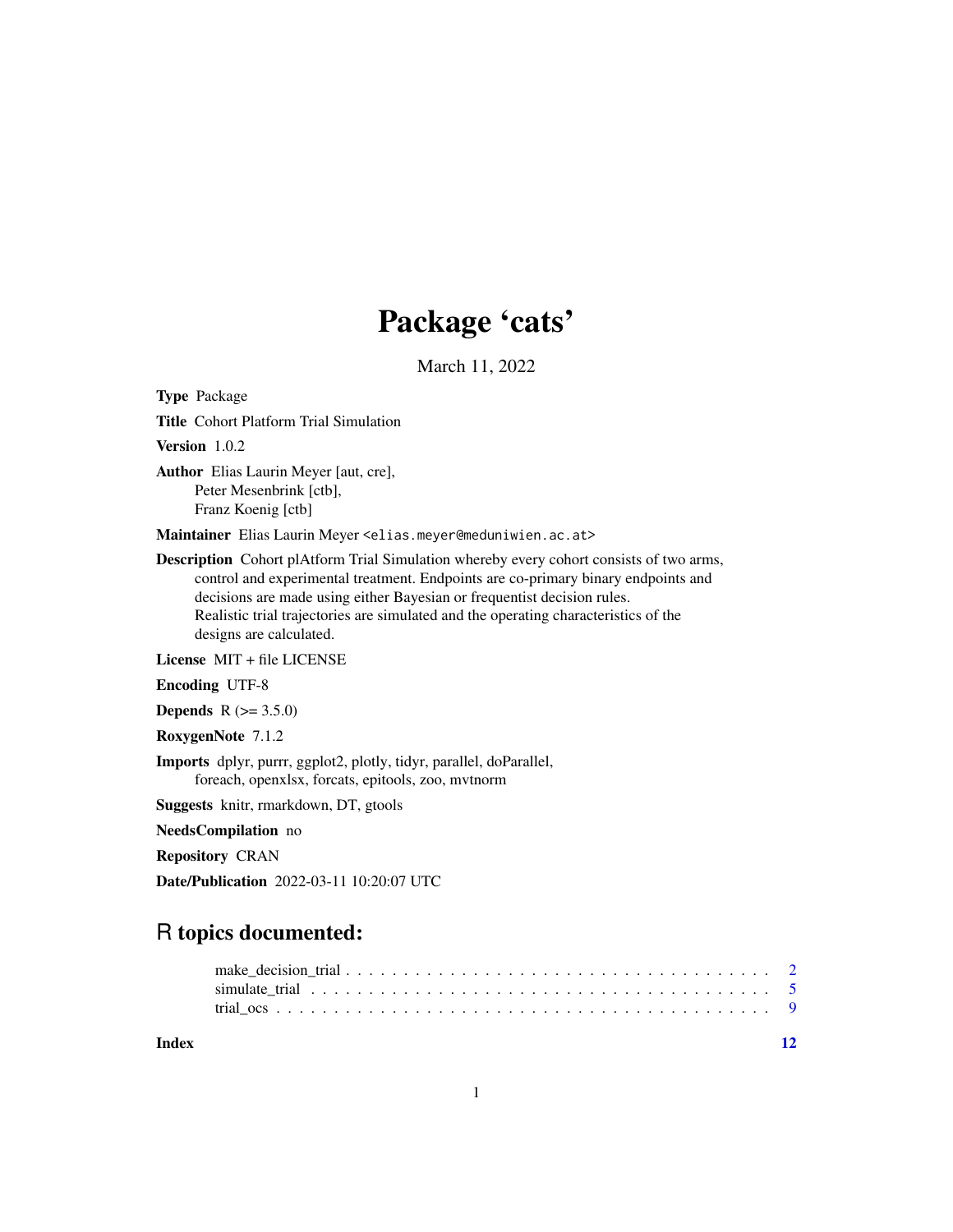# Package 'cats'

March 11, 2022

**Type** Package

**Title** Cohort Platform Trial Simulation

**Version** 1.0.2

**Author** Elias Laurin Meyer [aut, cre],
Peter Mesenbrink [ctb],
Franz Koenig [ctb]

**Maintainer** Elias Laurin Meyer <elias.meyer@meduniwien.ac.at>

**Description** Cohort plAtform Trial Simulation whereby every cohort consists of two arms, control and experimental treatment. Endpoints are co-primary binary endpoints and decisions are made using either Bayesian or frequentist decision rules. Realistic trial trajectories are simulated and the operating characteristics of the designs are calculated.

**License** MIT + file LICENSE

**Encoding** UTF-8

**Depends** R (>= 3.5.0)

**RoxygenNote** 7.1.2

**Imports** dplyr, purrr, ggplot2, plotly, tidyr, parallel, doParallel, foreach, openxlsx, forcats, epitools, zoo, mvtnorm

**Suggests** knitr, rmarkdown, DT, gtools

**NeedsCompilation** no

**Repository** CRAN

**Date/Publication** 2022-03-11 10:20:07 UTC

## R topics documented:

- make_decision_trial . . . . . . . . . . . . . . . . . . . . . . . . . . . . . . . . . . . . . 2
- simulate_trial . . . . . . . . . . . . . . . . . . . . . . . . . . . . . . . . . . . . . . . . 5
- trial_ocs . . . . . . . . . . . . . . . . . . . . . . . . . . . . . . . . . . . . . . . . . . . 9

**Index** 12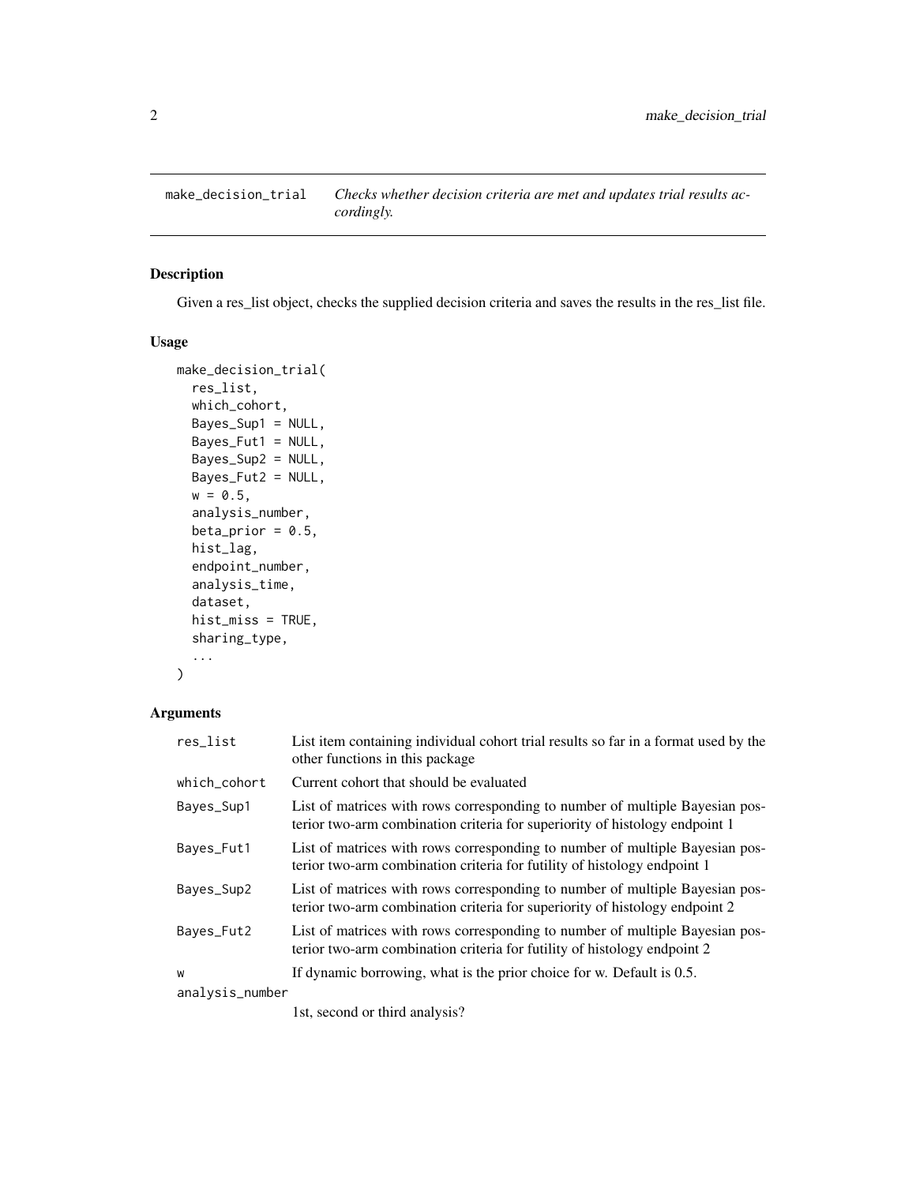## make_decision_trial

*Checks whether decision criteria are met and updates trial results accordingly.*

### Description

Given a res_list object, checks the supplied decision criteria and saves the results in the res_list file.

### Usage

```
make_decision_trial(
  res_list,
  which_cohort,
  Bayes_Sup1 = NULL,
  Bayes_Fut1 = NULL,
  Bayes_Sup2 = NULL,
  Bayes_Fut2 = NULL,
  w = 0.5,
  analysis_number,
  beta_prior = 0.5,
  hist_lag,
  endpoint_number,
  analysis_time,
  dataset,
  hist_miss = TRUE,
  sharing_type,
  ...
)
```

### Arguments

| | |
|---|---|
| res_list | List item containing individual cohort trial results so far in a format used by the other functions in this package |
| which_cohort | Current cohort that should be evaluated |
| Bayes_Sup1 | List of matrices with rows corresponding to number of multiple Bayesian posterior two-arm combination criteria for superiority of histology endpoint 1 |
| Bayes_Fut1 | List of matrices with rows corresponding to number of multiple Bayesian posterior two-arm combination criteria for futility of histology endpoint 1 |
| Bayes_Sup2 | List of matrices with rows corresponding to number of multiple Bayesian posterior two-arm combination criteria for superiority of histology endpoint 2 |
| Bayes_Fut2 | List of matrices with rows corresponding to number of multiple Bayesian posterior two-arm combination criteria for futility of histology endpoint 2 |
| w | If dynamic borrowing, what is the prior choice for w. Default is 0.5. |
| analysis_number | 1st, second or third analysis? |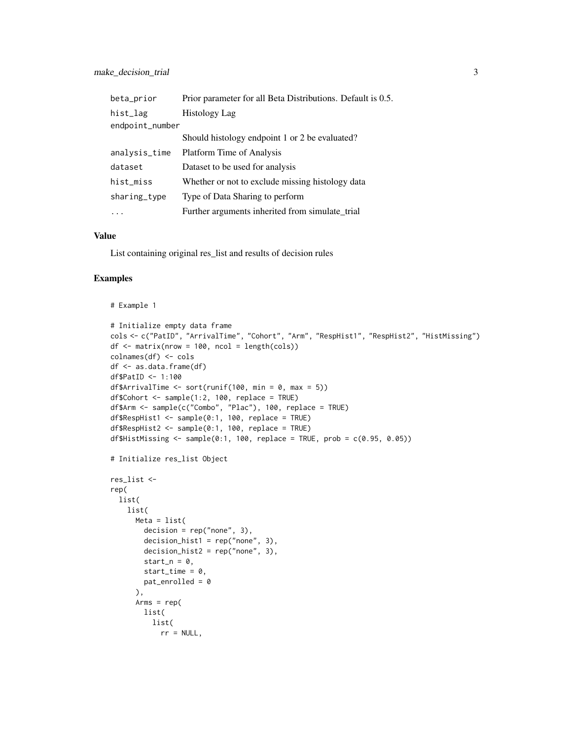| | |
|---|---|
| beta_prior | Prior parameter for all Beta Distributions. Default is 0.5. |
| hist_lag | Histology Lag |
| endpoint_number | Should histology endpoint 1 or 2 be evaluated? |
| analysis_time | Platform Time of Analysis |
| dataset | Dataset to be used for analysis |
| hist_miss | Whether or not to exclude missing histology data |
| sharing_type | Type of Data Sharing to perform |
| ... | Further arguments inherited from simulate_trial |

## Value

List containing original res_list and results of decision rules

## Examples

```
# Example 1

# Initialize empty data frame
cols <- c("PatID", "ArrivalTime", "Cohort", "Arm", "RespHist1", "RespHist2", "HistMissing")
df <- matrix(nrow = 100, ncol = length(cols))
colnames(df) <- cols
df <- as.data.frame(df)
df$PatID <- 1:100
df$ArrivalTime <- sort(runif(100, min = 0, max = 5))
df$Cohort <- sample(1:2, 100, replace = TRUE)
df$Arm <- sample(c("Combo", "Plac"), 100, replace = TRUE)
df$RespHist1 <- sample(0:1, 100, replace = TRUE)
df$RespHist2 <- sample(0:1, 100, replace = TRUE)
df$HistMissing <- sample(0:1, 100, replace = TRUE, prob = c(0.95, 0.05))

# Initialize res_list Object

res_list <-
rep(
  list(
    list(
      Meta = list(
        decision = rep("none", 3),
        decision_hist1 = rep("none", 3),
        decision_hist2 = rep("none", 3),
        start_n = 0,
        start_time = 0,
        pat_enrolled = 0
      ),
      Arms = rep(
        list(
          list(
            rr = NULL,
```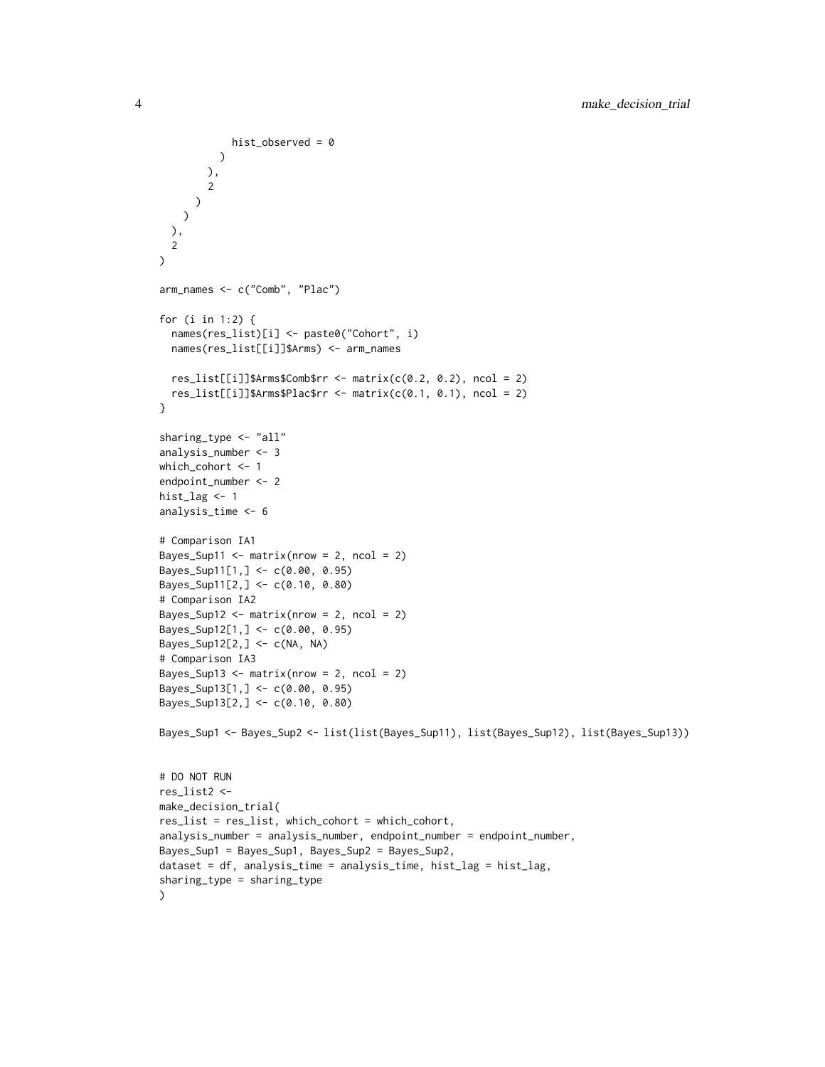```
          hist_observed = 0
        )
      ),
      2
    )
  )
),
2
)

arm_names <- c("Comb", "Plac")

for (i in 1:2) {
  names(res_list)[i] <- paste0("Cohort", i)
  names(res_list[[i]]$Arms) <- arm_names

  res_list[[i]]$Arms$Comb$rr <- matrix(c(0.2, 0.2), ncol = 2)
  res_list[[i]]$Arms$Plac$rr <- matrix(c(0.1, 0.1), ncol = 2)
}

sharing_type <- "all"
analysis_number <- 3
which_cohort <- 1
endpoint_number <- 2
hist_lag <- 1
analysis_time <- 6

# Comparison IA1
Bayes_Sup11 <- matrix(nrow = 2, ncol = 2)
Bayes_Sup11[1,] <- c(0.00, 0.95)
Bayes_Sup11[2,] <- c(0.10, 0.80)
# Comparison IA2
Bayes_Sup12 <- matrix(nrow = 2, ncol = 2)
Bayes_Sup12[1,] <- c(0.00, 0.95)
Bayes_Sup12[2,] <- c(NA, NA)
# Comparison IA3
Bayes_Sup13 <- matrix(nrow = 2, ncol = 2)
Bayes_Sup13[1,] <- c(0.00, 0.95)
Bayes_Sup13[2,] <- c(0.10, 0.80)

Bayes_Sup1 <- Bayes_Sup2 <- list(list(Bayes_Sup11), list(Bayes_Sup12), list(Bayes_Sup13))


# DO NOT RUN
res_list2 <-
make_decision_trial(
res_list = res_list, which_cohort = which_cohort,
analysis_number = analysis_number, endpoint_number = endpoint_number,
Bayes_Sup1 = Bayes_Sup1, Bayes_Sup2 = Bayes_Sup2,
dataset = df, analysis_time = analysis_time, hist_lag = hist_lag,
sharing_type = sharing_type
)
```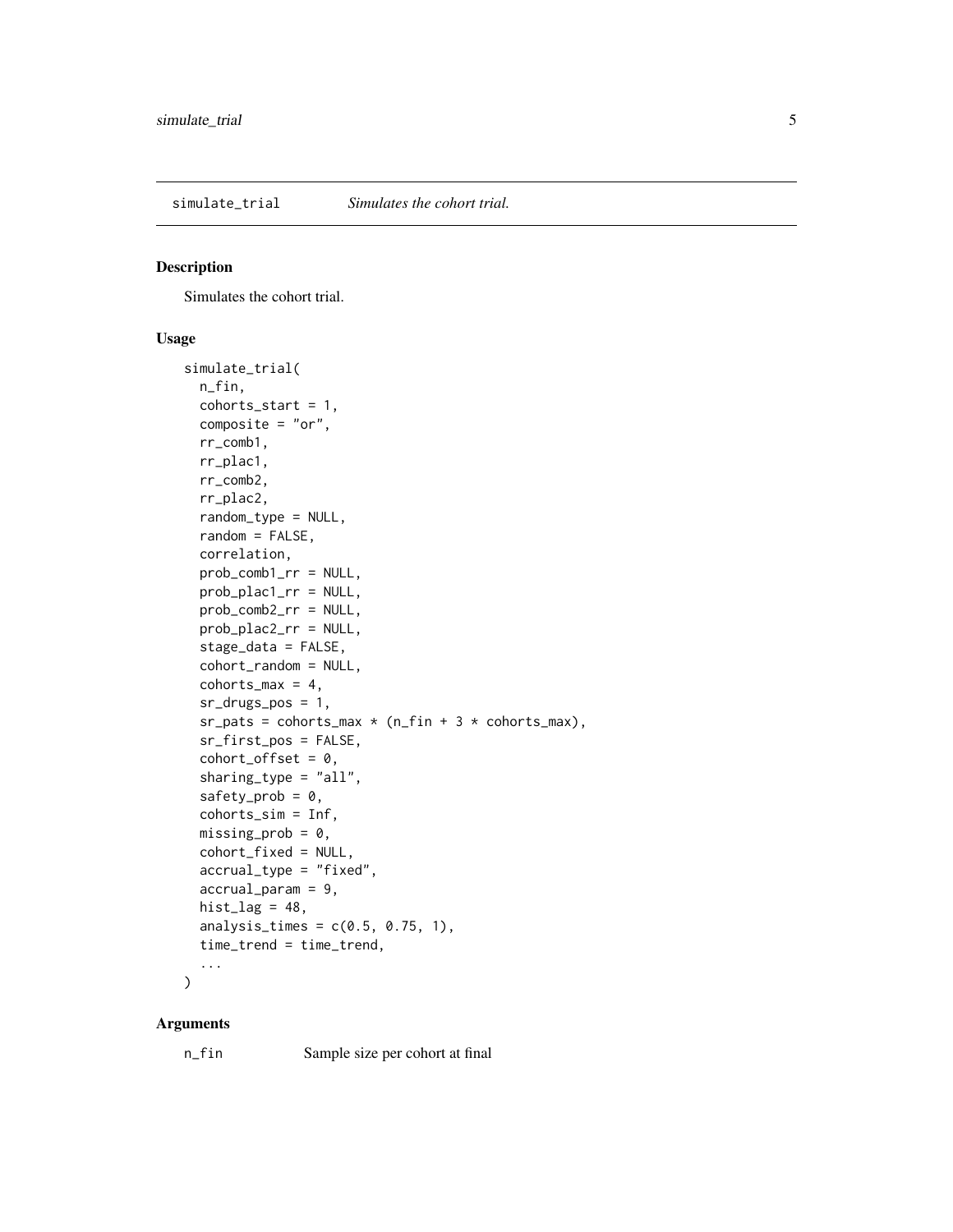simulate_trial    *Simulates the cohort trial.*

## Description

Simulates the cohort trial.

## Usage

```
simulate_trial(
  n_fin,
  cohorts_start = 1,
  composite = "or",
  rr_comb1,
  rr_plac1,
  rr_comb2,
  rr_plac2,
  random_type = NULL,
  random = FALSE,
  correlation,
  prob_comb1_rr = NULL,
  prob_plac1_rr = NULL,
  prob_comb2_rr = NULL,
  prob_plac2_rr = NULL,
  stage_data = FALSE,
  cohort_random = NULL,
  cohorts_max = 4,
  sr_drugs_pos = 1,
  sr_pats = cohorts_max * (n_fin + 3 * cohorts_max),
  sr_first_pos = FALSE,
  cohort_offset = 0,
  sharing_type = "all",
  safety_prob = 0,
  cohorts_sim = Inf,
  missing_prob = 0,
  cohort_fixed = NULL,
  accrual_type = "fixed",
  accrual_param = 9,
  hist_lag = 48,
  analysis_times = c(0.5, 0.75, 1),
  time_trend = time_trend,
  ...
)
```

## Arguments

n_fin    Sample size per cohort at final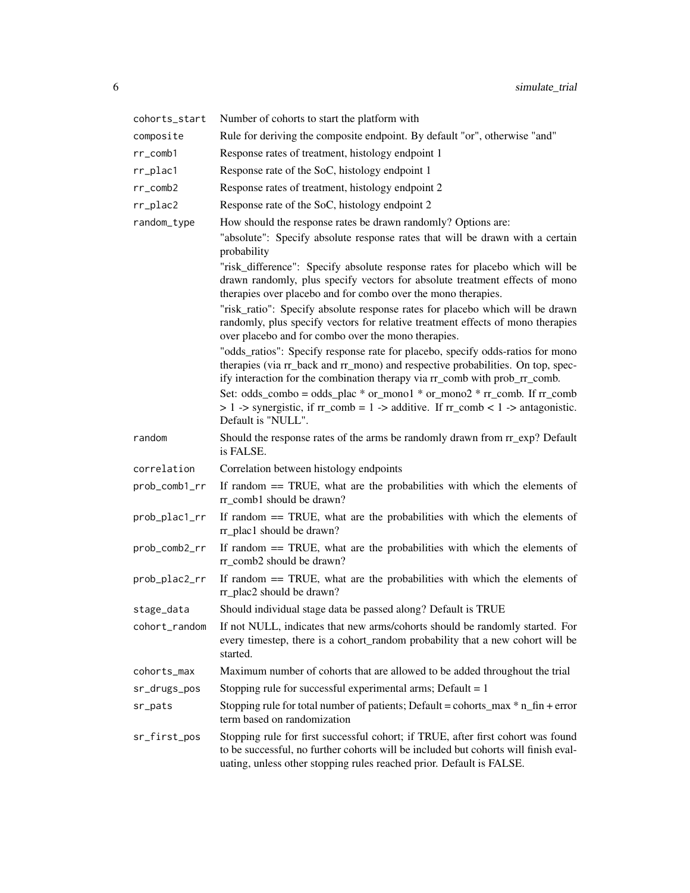| | |
|---|---|
| `cohorts_start` | Number of cohorts to start the platform with |
| `composite` | Rule for deriving the composite endpoint. By default "or", otherwise "and" |
| `rr_comb1` | Response rates of treatment, histology endpoint 1 |
| `rr_plac1` | Response rate of the SoC, histology endpoint 1 |
| `rr_comb2` | Response rates of treatment, histology endpoint 2 |
| `rr_plac2` | Response rate of the SoC, histology endpoint 2 |
| `random_type` | How should the response rates be drawn randomly? Options are: "absolute": Specify absolute response rates that will be drawn with a certain probability "risk_difference": Specify absolute response rates for placebo which will be drawn randomly, plus specify vectors for absolute treatment effects of mono therapies over placebo and for combo over the mono therapies. "risk_ratio": Specify absolute response rates for placebo which will be drawn randomly, plus specify vectors for relative treatment effects of mono therapies over placebo and for combo over the mono therapies. "odds_ratios": Specify response rate for placebo, specify odds-ratios for mono therapies (via rr_back and rr_mono) and respective probabilities. On top, specify interaction for the combination therapy via rr_comb with prob_rr_comb. Set: odds_combo = odds_plac * or_mono1 * or_mono2 * rr_comb. If rr_comb > 1 -> synergistic, if rr_comb = 1 -> additive. If rr_comb < 1 -> antagonistic. Default is "NULL". |
| `random` | Should the response rates of the arms be randomly drawn from rr_exp? Default is FALSE. |
| `correlation` | Correlation between histology endpoints |
| `prob_comb1_rr` | If random == TRUE, what are the probabilities with which the elements of rr_comb1 should be drawn? |
| `prob_plac1_rr` | If random == TRUE, what are the probabilities with which the elements of rr_plac1 should be drawn? |
| `prob_comb2_rr` | If random == TRUE, what are the probabilities with which the elements of rr_comb2 should be drawn? |
| `prob_plac2_rr` | If random == TRUE, what are the probabilities with which the elements of rr_plac2 should be drawn? |
| `stage_data` | Should individual stage data be passed along? Default is TRUE |
| `cohort_random` | If not NULL, indicates that new arms/cohorts should be randomly started. For every timestep, there is a cohort_random probability that a new cohort will be started. |
| `cohorts_max` | Maximum number of cohorts that are allowed to be added throughout the trial |
| `sr_drugs_pos` | Stopping rule for successful experimental arms; Default = 1 |
| `sr_pats` | Stopping rule for total number of patients; Default = cohorts_max * n_fin + error term based on randomization |
| `sr_first_pos` | Stopping rule for first successful cohort; if TRUE, after first cohort was found to be successful, no further cohorts will be included but cohorts will finish evaluating, unless other stopping rules reached prior. Default is FALSE. |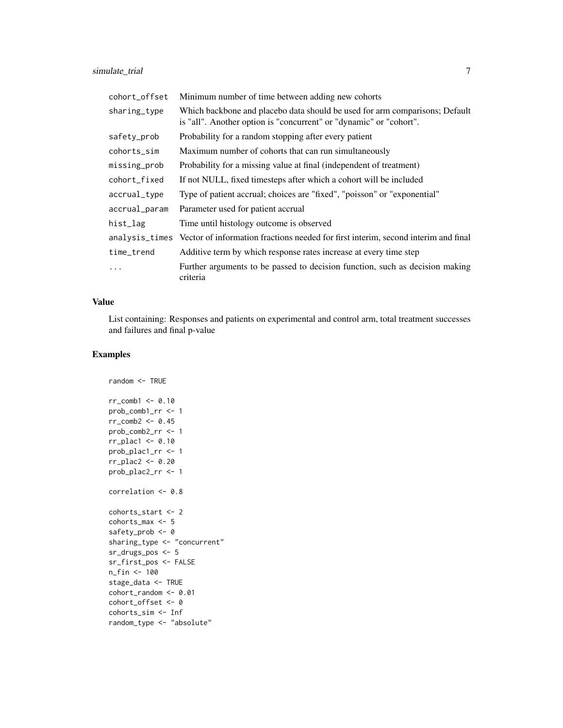| | |
|---|---|
| cohort_offset | Minimum number of time between adding new cohorts |
| sharing_type | Which backbone and placebo data should be used for arm comparisons; Default is "all". Another option is "concurrent" or "dynamic" or "cohort". |
| safety_prob | Probability for a random stopping after every patient |
| cohorts_sim | Maximum number of cohorts that can run simultaneously |
| missing_prob | Probability for a missing value at final (independent of treatment) |
| cohort_fixed | If not NULL, fixed timesteps after which a cohort will be included |
| accrual_type | Type of patient accrual; choices are "fixed", "poisson" or "exponential" |
| accrual_param | Parameter used for patient accrual |
| hist_lag | Time until histology outcome is observed |
| analysis_times | Vector of information fractions needed for first interim, second interim and final |
| time_trend | Additive term by which response rates increase at every time step |
| ... | Further arguments to be passed to decision function, such as decision making criteria |

## Value

List containing: Responses and patients on experimental and control arm, total treatment successes and failures and final p-value

## Examples

```
random <- TRUE

rr_comb1 <- 0.10
prob_comb1_rr <- 1
rr_comb2 <- 0.45
prob_comb2_rr <- 1
rr_plac1 <- 0.10
prob_plac1_rr <- 1
rr_plac2 <- 0.20
prob_plac2_rr <- 1

correlation <- 0.8

cohorts_start <- 2
cohorts_max <- 5
safety_prob <- 0
sharing_type <- "concurrent"
sr_drugs_pos <- 5
sr_first_pos <- FALSE
n_fin <- 100
stage_data <- TRUE
cohort_random <- 0.01
cohort_offset <- 0
cohorts_sim <- Inf
random_type <- "absolute"
```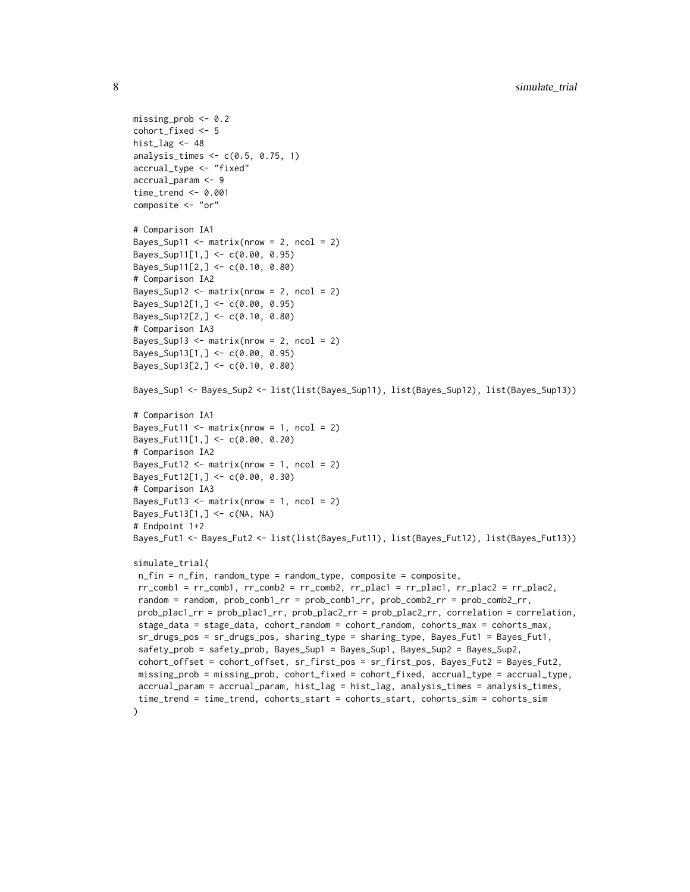```
missing_prob <- 0.2
cohort_fixed <- 5
hist_lag <- 48
analysis_times <- c(0.5, 0.75, 1)
accrual_type <- "fixed"
accrual_param <- 9
time_trend <- 0.001
composite <- "or"

# Comparison IA1
Bayes_Sup11 <- matrix(nrow = 2, ncol = 2)
Bayes_Sup11[1,] <- c(0.00, 0.95)
Bayes_Sup11[2,] <- c(0.10, 0.80)
# Comparison IA2
Bayes_Sup12 <- matrix(nrow = 2, ncol = 2)
Bayes_Sup12[1,] <- c(0.00, 0.95)
Bayes_Sup12[2,] <- c(0.10, 0.80)
# Comparison IA3
Bayes_Sup13 <- matrix(nrow = 2, ncol = 2)
Bayes_Sup13[1,] <- c(0.00, 0.95)
Bayes_Sup13[2,] <- c(0.10, 0.80)

Bayes_Sup1 <- Bayes_Sup2 <- list(list(Bayes_Sup11), list(Bayes_Sup12), list(Bayes_Sup13))

# Comparison IA1
Bayes_Fut11 <- matrix(nrow = 1, ncol = 2)
Bayes_Fut11[1,] <- c(0.00, 0.20)
# Comparison IA2
Bayes_Fut12 <- matrix(nrow = 1, ncol = 2)
Bayes_Fut12[1,] <- c(0.00, 0.30)
# Comparison IA3
Bayes_Fut13 <- matrix(nrow = 1, ncol = 2)
Bayes_Fut13[1,] <- c(NA, NA)
# Endpoint 1+2
Bayes_Fut1 <- Bayes_Fut2 <- list(list(Bayes_Fut11), list(Bayes_Fut12), list(Bayes_Fut13))

simulate_trial(
 n_fin = n_fin, random_type = random_type, composite = composite,
 rr_comb1 = rr_comb1, rr_comb2 = rr_comb2, rr_plac1 = rr_plac1, rr_plac2 = rr_plac2,
 random = random, prob_comb1_rr = prob_comb1_rr, prob_comb2_rr = prob_comb2_rr,
 prob_plac1_rr = prob_plac1_rr, prob_plac2_rr = prob_plac2_rr, correlation = correlation,
 stage_data = stage_data, cohort_random = cohort_random, cohorts_max = cohorts_max,
 sr_drugs_pos = sr_drugs_pos, sharing_type = sharing_type, Bayes_Fut1 = Bayes_Fut1,
 safety_prob = safety_prob, Bayes_Sup1 = Bayes_Sup1, Bayes_Sup2 = Bayes_Sup2,
 cohort_offset = cohort_offset, sr_first_pos = sr_first_pos, Bayes_Fut2 = Bayes_Fut2,
 missing_prob = missing_prob, cohort_fixed = cohort_fixed, accrual_type = accrual_type,
 accrual_param = accrual_param, hist_lag = hist_lag, analysis_times = analysis_times,
 time_trend = time_trend, cohorts_start = cohorts_start, cohorts_sim = cohorts_sim
)
```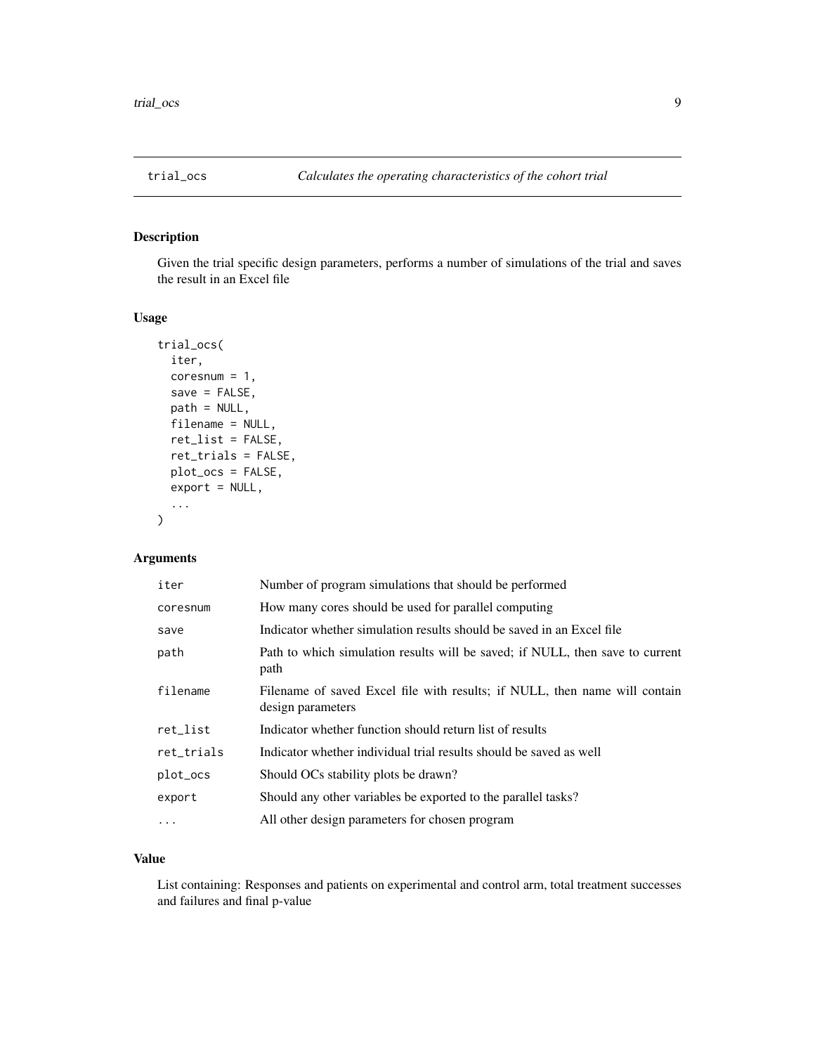## trial_ocs — *Calculates the operating characteristics of the cohort trial*

### Description

Given the trial specific design parameters, performs a number of simulations of the trial and saves the result in an Excel file

### Usage

```
trial_ocs(
  iter,
  coresnum = 1,
  save = FALSE,
  path = NULL,
  filename = NULL,
  ret_list = FALSE,
  ret_trials = FALSE,
  plot_ocs = FALSE,
  export = NULL,
  ...
)
```

### Arguments

| | |
|---|---|
| `iter` | Number of program simulations that should be performed |
| `coresnum` | How many cores should be used for parallel computing |
| `save` | Indicator whether simulation results should be saved in an Excel file |
| `path` | Path to which simulation results will be saved; if NULL, then save to current path |
| `filename` | Filename of saved Excel file with results; if NULL, then name will contain design parameters |
| `ret_list` | Indicator whether function should return list of results |
| `ret_trials` | Indicator whether individual trial results should be saved as well |
| `plot_ocs` | Should OCs stability plots be drawn? |
| `export` | Should any other variables be exported to the parallel tasks? |
| `...` | All other design parameters for chosen program |

### Value

List containing: Responses and patients on experimental and control arm, total treatment successes and failures and final p-value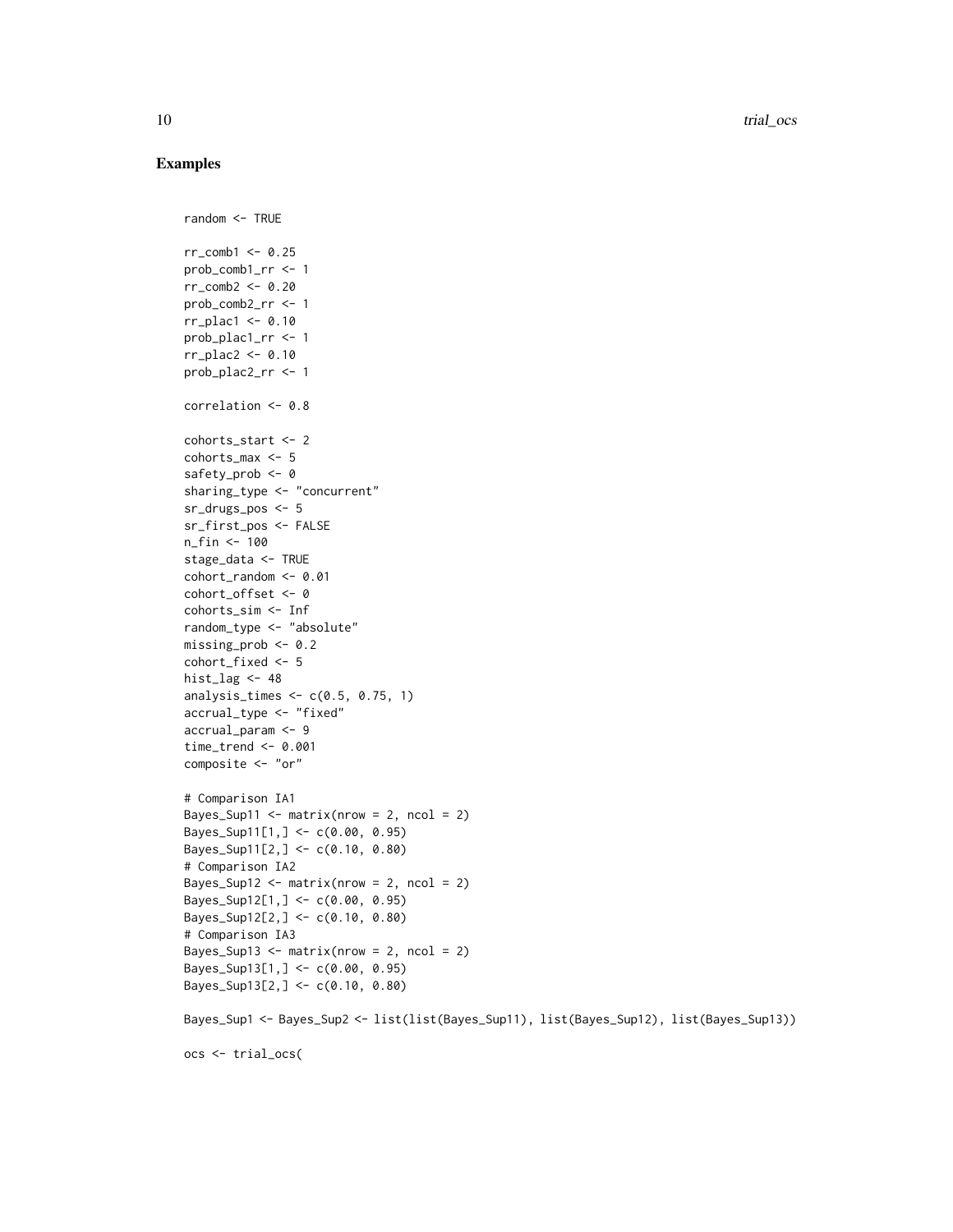## Examples

```
random <- TRUE

rr_comb1 <- 0.25
prob_comb1_rr <- 1
rr_comb2 <- 0.20
prob_comb2_rr <- 1
rr_plac1 <- 0.10
prob_plac1_rr <- 1
rr_plac2 <- 0.10
prob_plac2_rr <- 1

correlation <- 0.8

cohorts_start <- 2
cohorts_max <- 5
safety_prob <- 0
sharing_type <- "concurrent"
sr_drugs_pos <- 5
sr_first_pos <- FALSE
n_fin <- 100
stage_data <- TRUE
cohort_random <- 0.01
cohort_offset <- 0
cohorts_sim <- Inf
random_type <- "absolute"
missing_prob <- 0.2
cohort_fixed <- 5
hist_lag <- 48
analysis_times <- c(0.5, 0.75, 1)
accrual_type <- "fixed"
accrual_param <- 9
time_trend <- 0.001
composite <- "or"

# Comparison IA1
Bayes_Sup11 <- matrix(nrow = 2, ncol = 2)
Bayes_Sup11[1,] <- c(0.00, 0.95)
Bayes_Sup11[2,] <- c(0.10, 0.80)
# Comparison IA2
Bayes_Sup12 <- matrix(nrow = 2, ncol = 2)
Bayes_Sup12[1,] <- c(0.00, 0.95)
Bayes_Sup12[2,] <- c(0.10, 0.80)
# Comparison IA3
Bayes_Sup13 <- matrix(nrow = 2, ncol = 2)
Bayes_Sup13[1,] <- c(0.00, 0.95)
Bayes_Sup13[2,] <- c(0.10, 0.80)

Bayes_Sup1 <- Bayes_Sup2 <- list(list(Bayes_Sup11), list(Bayes_Sup12), list(Bayes_Sup13))

ocs <- trial_ocs(
```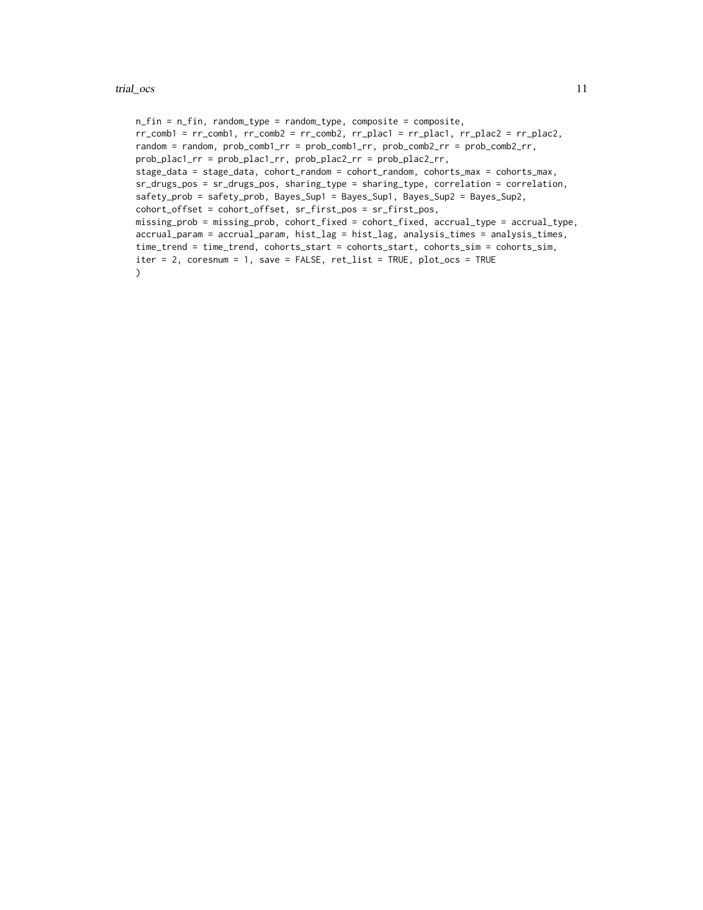```
n_fin = n_fin, random_type = random_type, composite = composite,
rr_comb1 = rr_comb1, rr_comb2 = rr_comb2, rr_plac1 = rr_plac1, rr_plac2 = rr_plac2,
random = random, prob_comb1_rr = prob_comb1_rr, prob_comb2_rr = prob_comb2_rr,
prob_plac1_rr = prob_plac1_rr, prob_plac2_rr = prob_plac2_rr,
stage_data = stage_data, cohort_random = cohort_random, cohorts_max = cohorts_max,
sr_drugs_pos = sr_drugs_pos, sharing_type = sharing_type, correlation = correlation,
safety_prob = safety_prob, Bayes_Sup1 = Bayes_Sup1, Bayes_Sup2 = Bayes_Sup2,
cohort_offset = cohort_offset, sr_first_pos = sr_first_pos,
missing_prob = missing_prob, cohort_fixed = cohort_fixed, accrual_type = accrual_type,
accrual_param = accrual_param, hist_lag = hist_lag, analysis_times = analysis_times,
time_trend = time_trend, cohorts_start = cohorts_start, cohorts_sim = cohorts_sim,
iter = 2, coresnum = 1, save = FALSE, ret_list = TRUE, plot_ocs = TRUE
)
```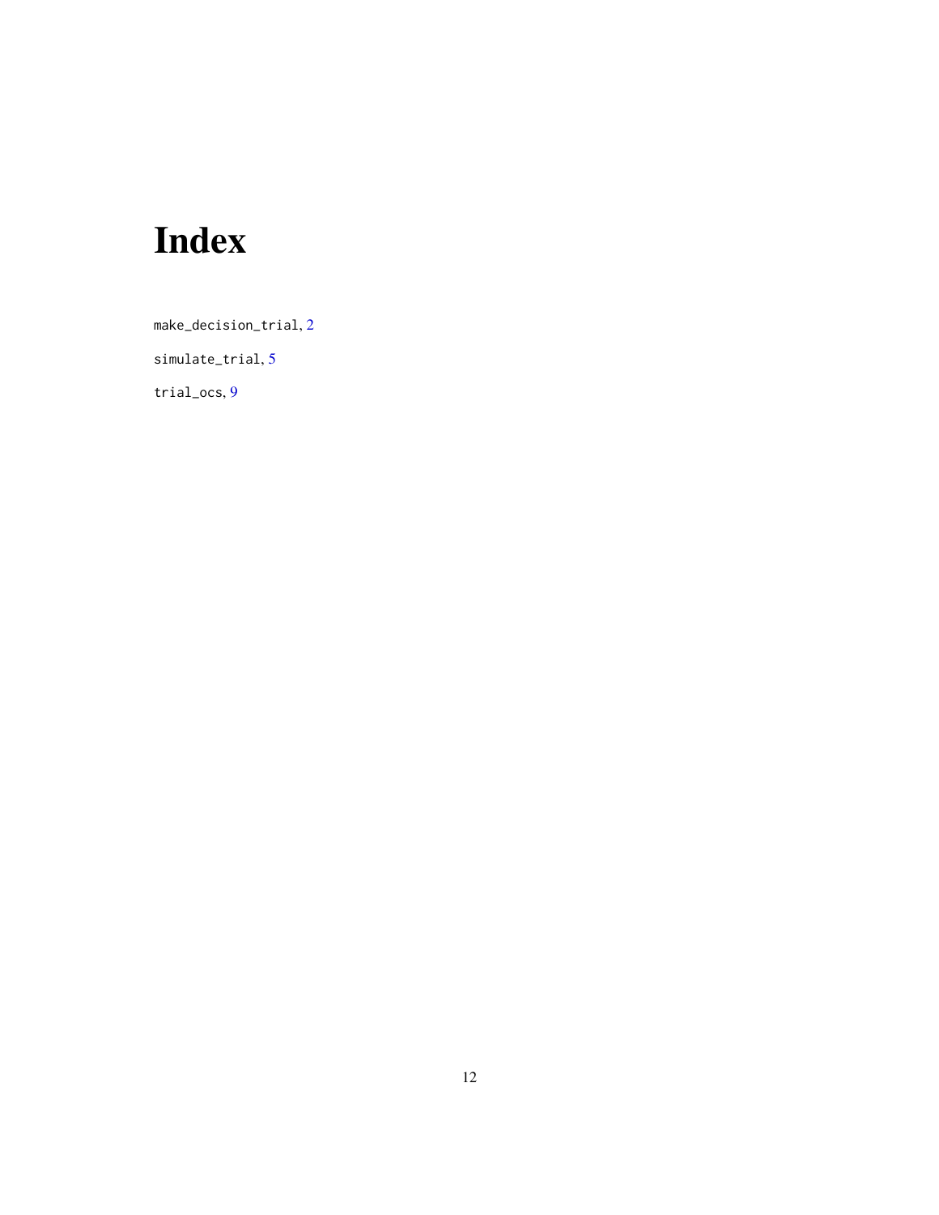# Index

make_decision_trial, 2

simulate_trial, 5

trial_ocs, 9